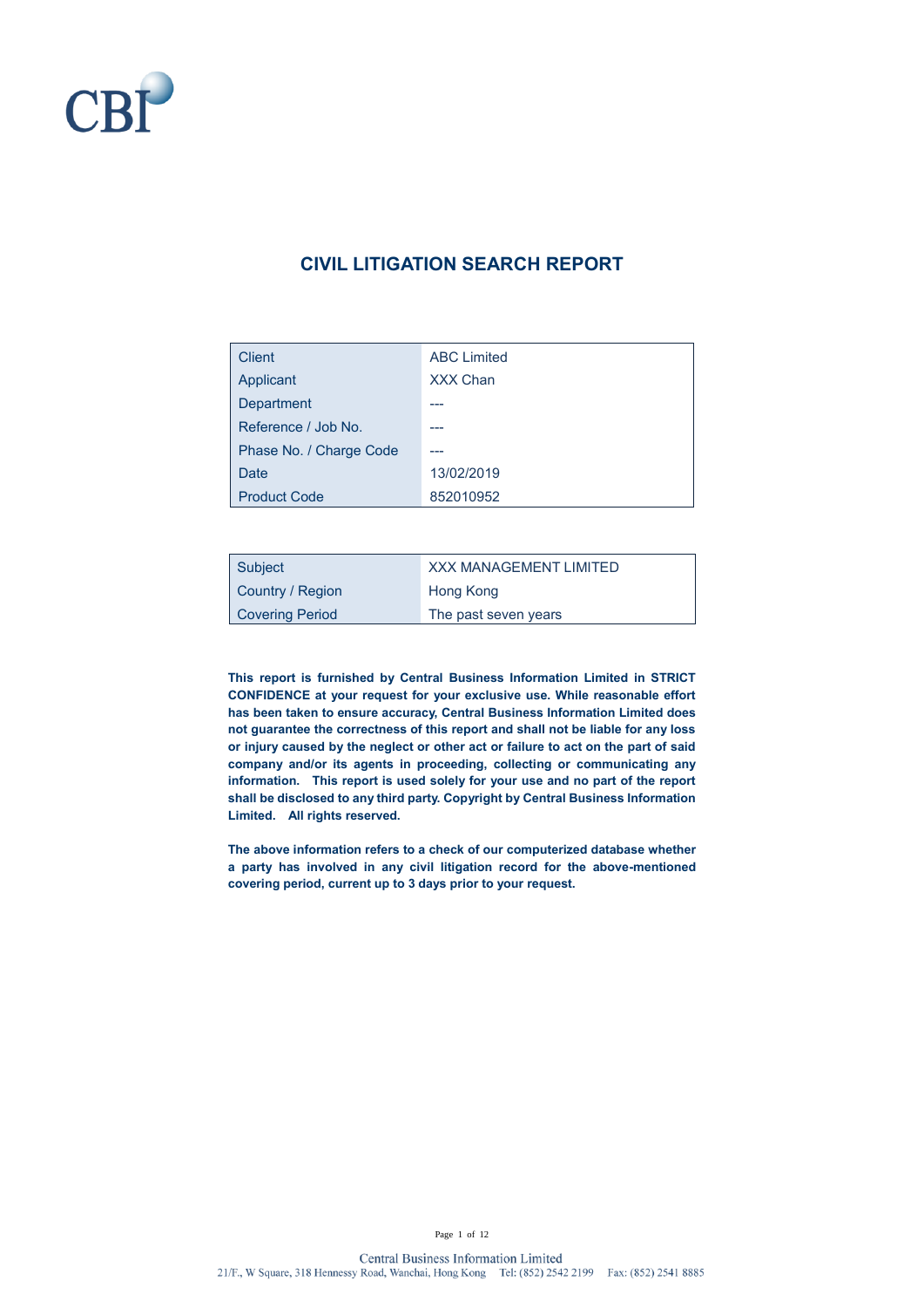CBI

# CIVIL LITIGATION SEARCH REPORT

| | |
|---|---|
| Client | ABC Limited |
| Applicant | XXX Chan |
| Department | --- |
| Reference / Job No. | --- |
| Phase No. / Charge Code | --- |
| Date | 13/02/2019 |
| Product Code | 852010952 |

| | |
|---|---|
| Subject | XXX MANAGEMENT LIMITED |
| Country / Region | Hong Kong |
| Covering Period | The past seven years |

**This report is furnished by Central Business Information Limited in STRICT CONFIDENCE at your request for your exclusive use. While reasonable effort has been taken to ensure accuracy, Central Business Information Limited does not guarantee the correctness of this report and shall not be liable for any loss or injury caused by the neglect or other act or failure to act on the part of said company and/or its agents in proceeding, collecting or communicating any information. This report is used solely for your use and no part of the report shall be disclosed to any third party. Copyright by Central Business Information Limited. All rights reserved.**

**The above information refers to a check of our computerized database whether a party has involved in any civil litigation record for the above-mentioned covering period, current up to 3 days prior to your request.**

Central Business Information Limited
21/F., W Square, 318 Hennessy Road, Wanchai, Hong Kong Tel: (852) 2542 2199 Fax: (852) 2541 8885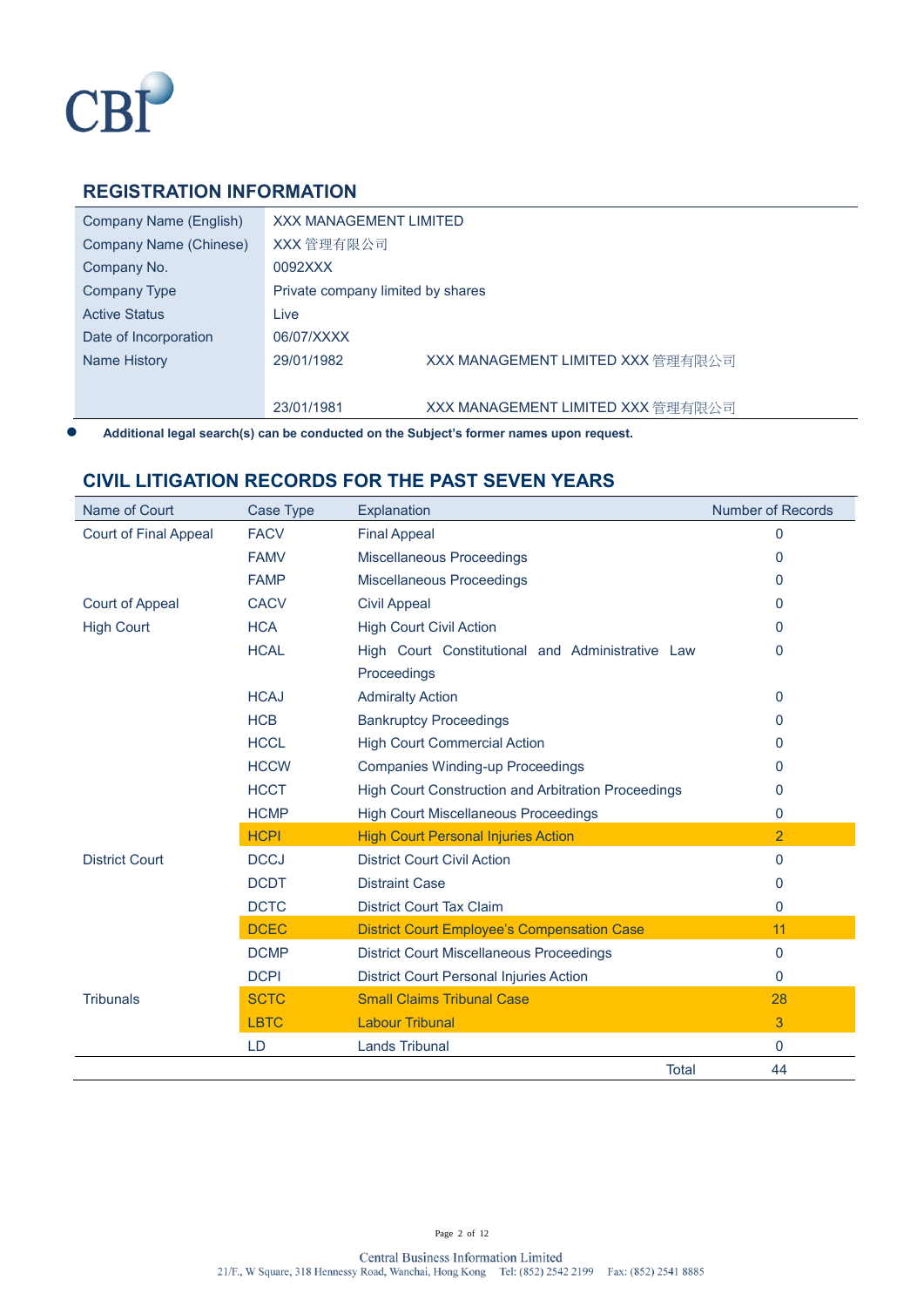## REGISTRATION INFORMATION

| | | |
|---|---|---|
| Company Name (English) | XXX MANAGEMENT LIMITED | |
| Company Name (Chinese) | XXX 管理有限公司 | |
| Company No. | 0092XXX | |
| Company Type | Private company limited by shares | |
| Active Status | Live | |
| Date of Incorporation | 06/07/XXXX | |
| Name History | 29/01/1982 | XXX MANAGEMENT LIMITED XXX 管理有限公司 |
| | 23/01/1981 | XXX MANAGEMENT LIMITED XXX 管理有限公司 |

- **Additional legal search(s) can be conducted on the Subject's former names upon request.**

## CIVIL LITIGATION RECORDS FOR THE PAST SEVEN YEARS

| Name of Court | Case Type | Explanation | Number of Records |
|---|---|---|---|
| Court of Final Appeal | FACV | Final Appeal | 0 |
| | FAMV | Miscellaneous Proceedings | 0 |
| | FAMP | Miscellaneous Proceedings | 0 |
| Court of Appeal | CACV | Civil Appeal | 0 |
| High Court | HCA | High Court Civil Action | 0 |
| | HCAL | High Court Constitutional and Administrative Law Proceedings | 0 |
| | HCAJ | Admiralty Action | 0 |
| | HCB | Bankruptcy Proceedings | 0 |
| | HCCL | High Court Commercial Action | 0 |
| | HCCW | Companies Winding-up Proceedings | 0 |
| | HCCT | High Court Construction and Arbitration Proceedings | 0 |
| | HCMP | High Court Miscellaneous Proceedings | 0 |
| | HCPI | High Court Personal Injuries Action | 2 |
| District Court | DCCJ | District Court Civil Action | 0 |
| | DCDT | Distraint Case | 0 |
| | DCTC | District Court Tax Claim | 0 |
| | DCEC | District Court Employee's Compensation Case | 11 |
| | DCMP | District Court Miscellaneous Proceedings | 0 |
| | DCPI | District Court Personal Injuries Action | 0 |
| Tribunals | SCTC | Small Claims Tribunal Case | 28 |
| | LBTC | Labour Tribunal | 3 |
| | LD | Lands Tribunal | 0 |
| | | Total | 44 |

Central Business Information Limited
21/F., W Square, 318 Hennessy Road, Wanchai, Hong Kong Tel: (852) 2542 2199 Fax: (852) 2541 8885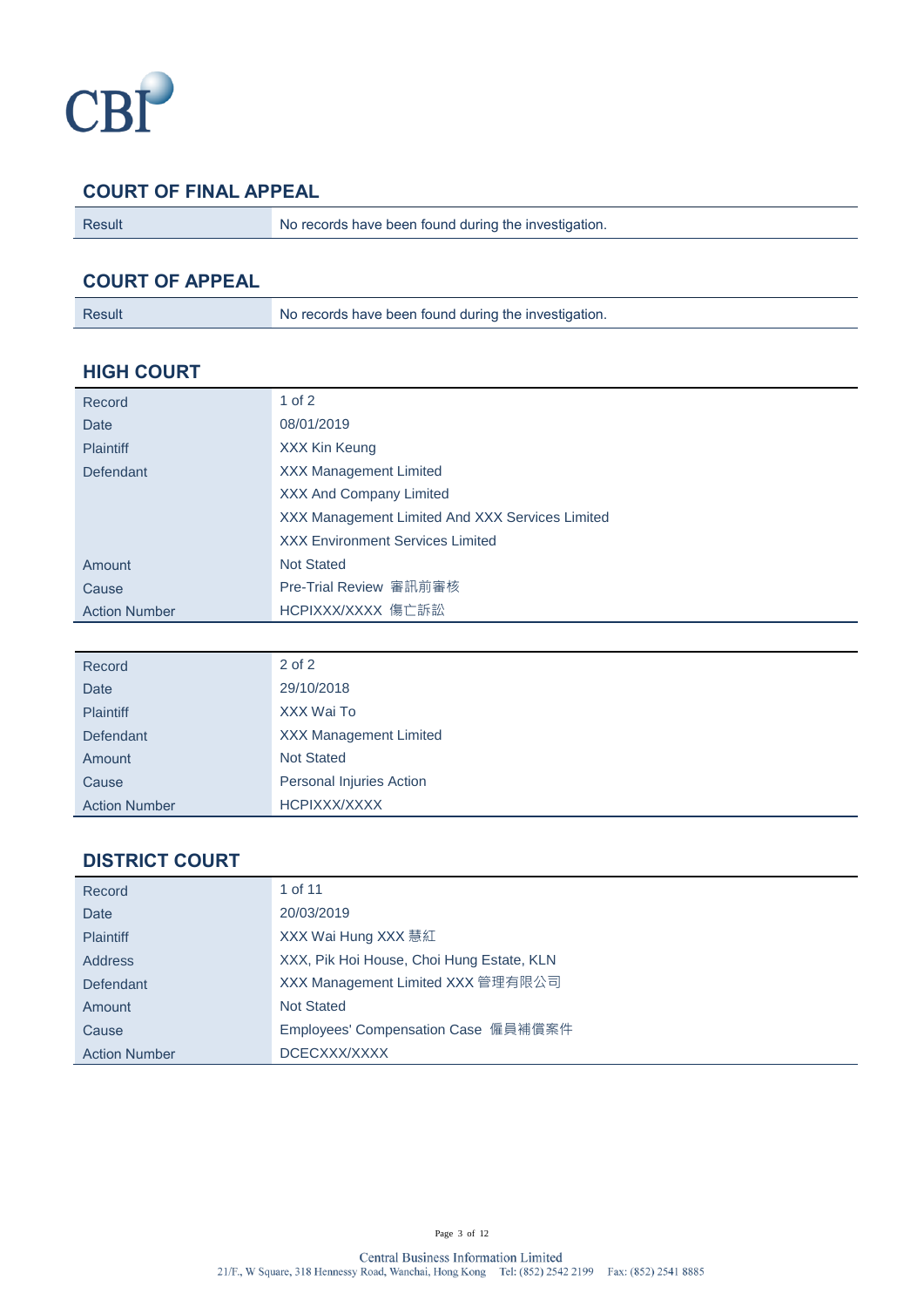## COURT OF FINAL APPEAL

| Result | No records have been found during the investigation. |
|---|---|

## COURT OF APPEAL

| Result | No records have been found during the investigation. |
|---|---|

## HIGH COURT

| Record | 1 of 2 |
|---|---|
| Date | 08/01/2019 |
| Plaintiff | XXX Kin Keung |
| Defendant | XXX Management Limited |
| | XXX And Company Limited |
| | XXX Management Limited And XXX Services Limited |
| | XXX Environment Services Limited |
| Amount | Not Stated |
| Cause | Pre-Trial Review 審訊前審核 |
| Action Number | HCPIXXX/XXXX 傷亡訴訟 |

| Record | 2 of 2 |
|---|---|
| Date | 29/10/2018 |
| Plaintiff | XXX Wai To |
| Defendant | XXX Management Limited |
| Amount | Not Stated |
| Cause | Personal Injuries Action |
| Action Number | HCPIXXX/XXXX |

## DISTRICT COURT

| Record | 1 of 11 |
|---|---|
| Date | 20/03/2019 |
| Plaintiff | XXX Wai Hung XXX 慧紅 |
| Address | XXX, Pik Hoi House, Choi Hung Estate, KLN |
| Defendant | XXX Management Limited XXX 管理有限公司 |
| Amount | Not Stated |
| Cause | Employees' Compensation Case 僱員補償案件 |
| Action Number | DCECXXX/XXXX |

Central Business Information Limited
21/F., W Square, 318 Hennessy Road, Wanchai, Hong Kong Tel: (852) 2542 2199 Fax: (852) 2541 8885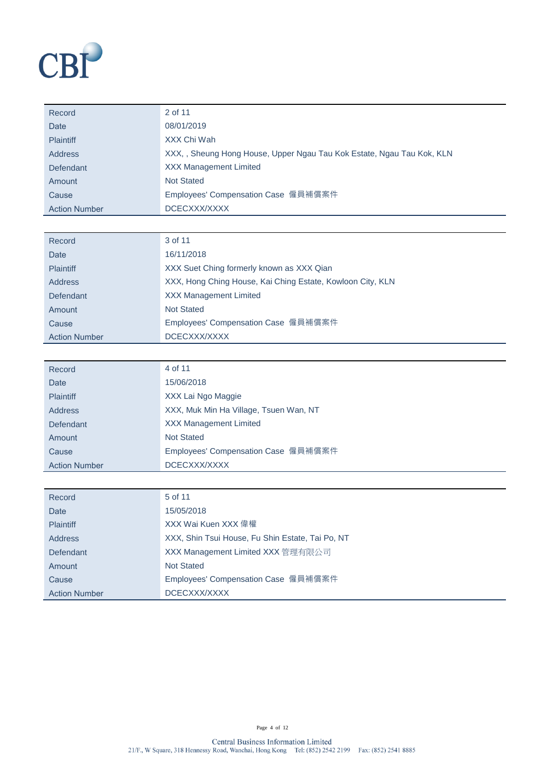CBI

| Record | 2 of 11 |
|---|---|
| Date | 08/01/2019 |
| Plaintiff | XXX Chi Wah |
| Address | XXX, , Sheung Hong House, Upper Ngau Tau Kok Estate, Ngau Tau Kok, KLN |
| Defendant | XXX Management Limited |
| Amount | Not Stated |
| Cause | Employees' Compensation Case 僱員補償案件 |
| Action Number | DCECXXX/XXXX |

| Record | 3 of 11 |
|---|---|
| Date | 16/11/2018 |
| Plaintiff | XXX Suet Ching formerly known as XXX Qian |
| Address | XXX, Hong Ching House, Kai Ching Estate, Kowloon City, KLN |
| Defendant | XXX Management Limited |
| Amount | Not Stated |
| Cause | Employees' Compensation Case 僱員補償案件 |
| Action Number | DCECXXX/XXXX |

| Record | 4 of 11 |
|---|---|
| Date | 15/06/2018 |
| Plaintiff | XXX Lai Ngo Maggie |
| Address | XXX, Muk Min Ha Village, Tsuen Wan, NT |
| Defendant | XXX Management Limited |
| Amount | Not Stated |
| Cause | Employees' Compensation Case 僱員補償案件 |
| Action Number | DCECXXX/XXXX |

| Record | 5 of 11 |
|---|---|
| Date | 15/05/2018 |
| Plaintiff | XXX Wai Kuen XXX 偉權 |
| Address | XXX, Shin Tsui House, Fu Shin Estate, Tai Po, NT |
| Defendant | XXX Management Limited XXX 管理有限公司 |
| Amount | Not Stated |
| Cause | Employees' Compensation Case 僱員補償案件 |
| Action Number | DCECXXX/XXXX |

Central Business Information Limited
21/F., W Square, 318 Hennessy Road, Wanchai, Hong Kong Tel: (852) 2542 2199 Fax: (852) 2541 8885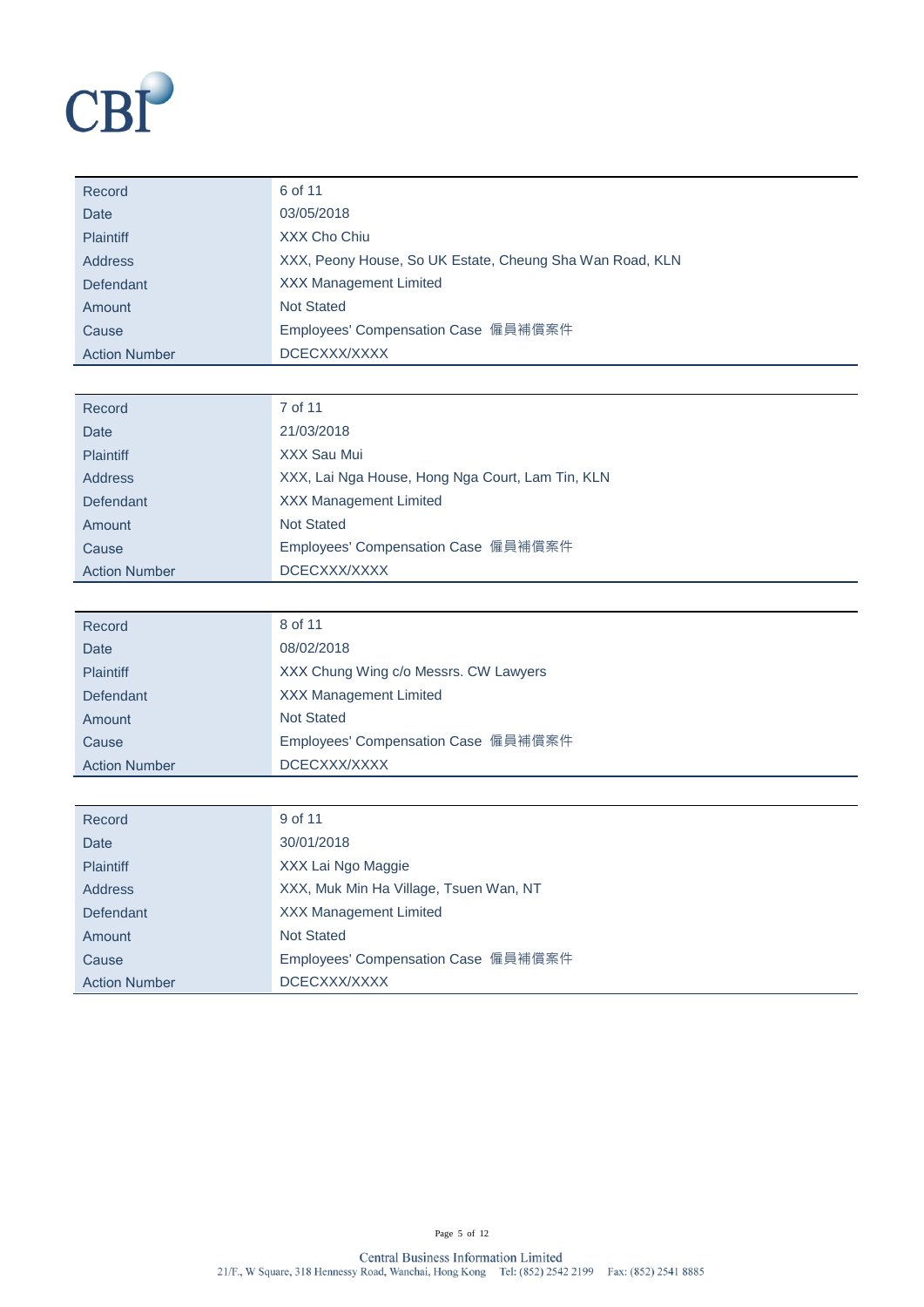| Record | 6 of 11 |
| --- | --- |
| Date | 03/05/2018 |
| Plaintiff | XXX Cho Chiu |
| Address | XXX, Peony House, So UK Estate, Cheung Sha Wan Road, KLN |
| Defendant | XXX Management Limited |
| Amount | Not Stated |
| Cause | Employees' Compensation Case 僱員補償案件 |
| Action Number | DCECXXX/XXXX |

| Record | 7 of 11 |
| --- | --- |
| Date | 21/03/2018 |
| Plaintiff | XXX Sau Mui |
| Address | XXX, Lai Nga House, Hong Nga Court, Lam Tin, KLN |
| Defendant | XXX Management Limited |
| Amount | Not Stated |
| Cause | Employees' Compensation Case 僱員補償案件 |
| Action Number | DCECXXX/XXXX |

| Record | 8 of 11 |
| --- | --- |
| Date | 08/02/2018 |
| Plaintiff | XXX Chung Wing c/o Messrs. CW Lawyers |
| Defendant | XXX Management Limited |
| Amount | Not Stated |
| Cause | Employees' Compensation Case 僱員補償案件 |
| Action Number | DCECXXX/XXXX |

| Record | 9 of 11 |
| --- | --- |
| Date | 30/01/2018 |
| Plaintiff | XXX Lai Ngo Maggie |
| Address | XXX, Muk Min Ha Village, Tsuen Wan, NT |
| Defendant | XXX Management Limited |
| Amount | Not Stated |
| Cause | Employees' Compensation Case 僱員補償案件 |
| Action Number | DCECXXX/XXXX |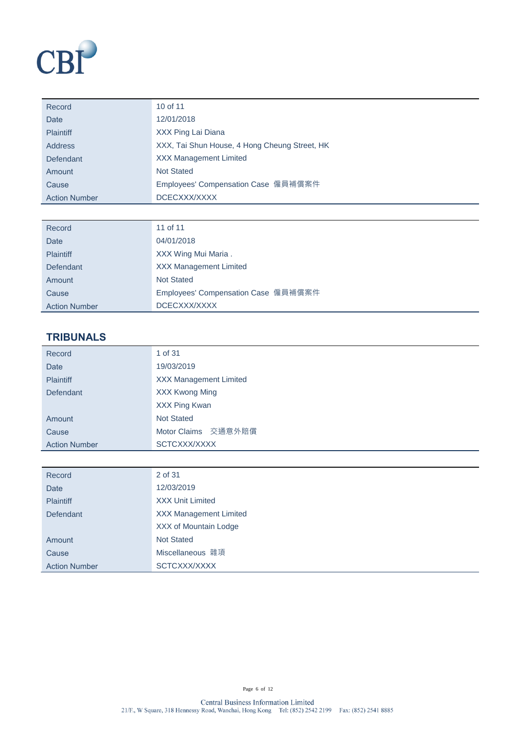| Record | 10 of 11 |
|---|---|
| Date | 12/01/2018 |
| Plaintiff | XXX Ping Lai Diana |
| Address | XXX, Tai Shun House, 4 Hong Cheung Street, HK |
| Defendant | XXX Management Limited |
| Amount | Not Stated |
| Cause | Employees' Compensation Case 僱員補償案件 |
| Action Number | DCECXXX/XXXX |

| Record | 11 of 11 |
|---|---|
| Date | 04/01/2018 |
| Plaintiff | XXX Wing Mui Maria . |
| Defendant | XXX Management Limited |
| Amount | Not Stated |
| Cause | Employees' Compensation Case 僱員補償案件 |
| Action Number | DCECXXX/XXXX |

## TRIBUNALS

| Record | 1 of 31 |
|---|---|
| Date | 19/03/2019 |
| Plaintiff | XXX Management Limited |
| Defendant | XXX Kwong Ming |
| | XXX Ping Kwan |
| Amount | Not Stated |
| Cause | Motor Claims 交通意外賠償 |
| Action Number | SCTCXXX/XXXX |

| Record | 2 of 31 |
|---|---|
| Date | 12/03/2019 |
| Plaintiff | XXX Unit Limited |
| Defendant | XXX Management Limited |
| | XXX of Mountain Lodge |
| Amount | Not Stated |
| Cause | Miscellaneous 雜項 |
| Action Number | SCTCXXX/XXXX |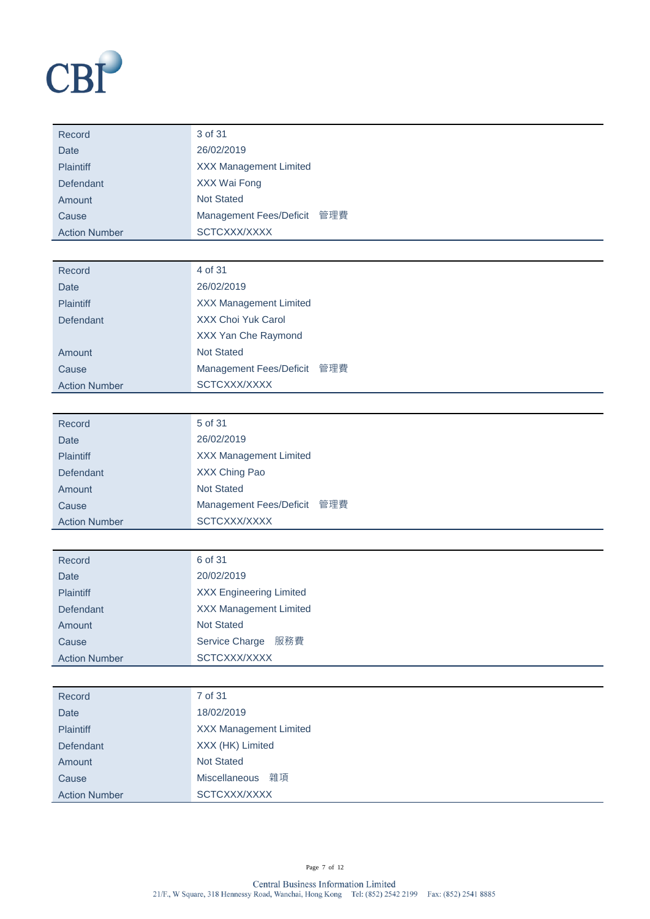CBI

| Record | 3 of 31 |
|---|---|
| Date | 26/02/2019 |
| Plaintiff | XXX Management Limited |
| Defendant | XXX Wai Fong |
| Amount | Not Stated |
| Cause | Management Fees/Deficit 管理費 |
| Action Number | SCTCXXX/XXXX |

| Record | 4 of 31 |
|---|---|
| Date | 26/02/2019 |
| Plaintiff | XXX Management Limited |
| Defendant | XXX Choi Yuk Carol |
| | XXX Yan Che Raymond |
| Amount | Not Stated |
| Cause | Management Fees/Deficit 管理費 |
| Action Number | SCTCXXX/XXXX |

| Record | 5 of 31 |
|---|---|
| Date | 26/02/2019 |
| Plaintiff | XXX Management Limited |
| Defendant | XXX Ching Pao |
| Amount | Not Stated |
| Cause | Management Fees/Deficit 管理費 |
| Action Number | SCTCXXX/XXXX |

| Record | 6 of 31 |
|---|---|
| Date | 20/02/2019 |
| Plaintiff | XXX Engineering Limited |
| Defendant | XXX Management Limited |
| Amount | Not Stated |
| Cause | Service Charge 服務費 |
| Action Number | SCTCXXX/XXXX |

| Record | 7 of 31 |
|---|---|
| Date | 18/02/2019 |
| Plaintiff | XXX Management Limited |
| Defendant | XXX (HK) Limited |
| Amount | Not Stated |
| Cause | Miscellaneous 雜項 |
| Action Number | SCTCXXX/XXXX |

Central Business Information Limited
21/F., W Square, 318 Hennessy Road, Wanchai, Hong Kong Tel: (852) 2542 2199 Fax: (852) 2541 8885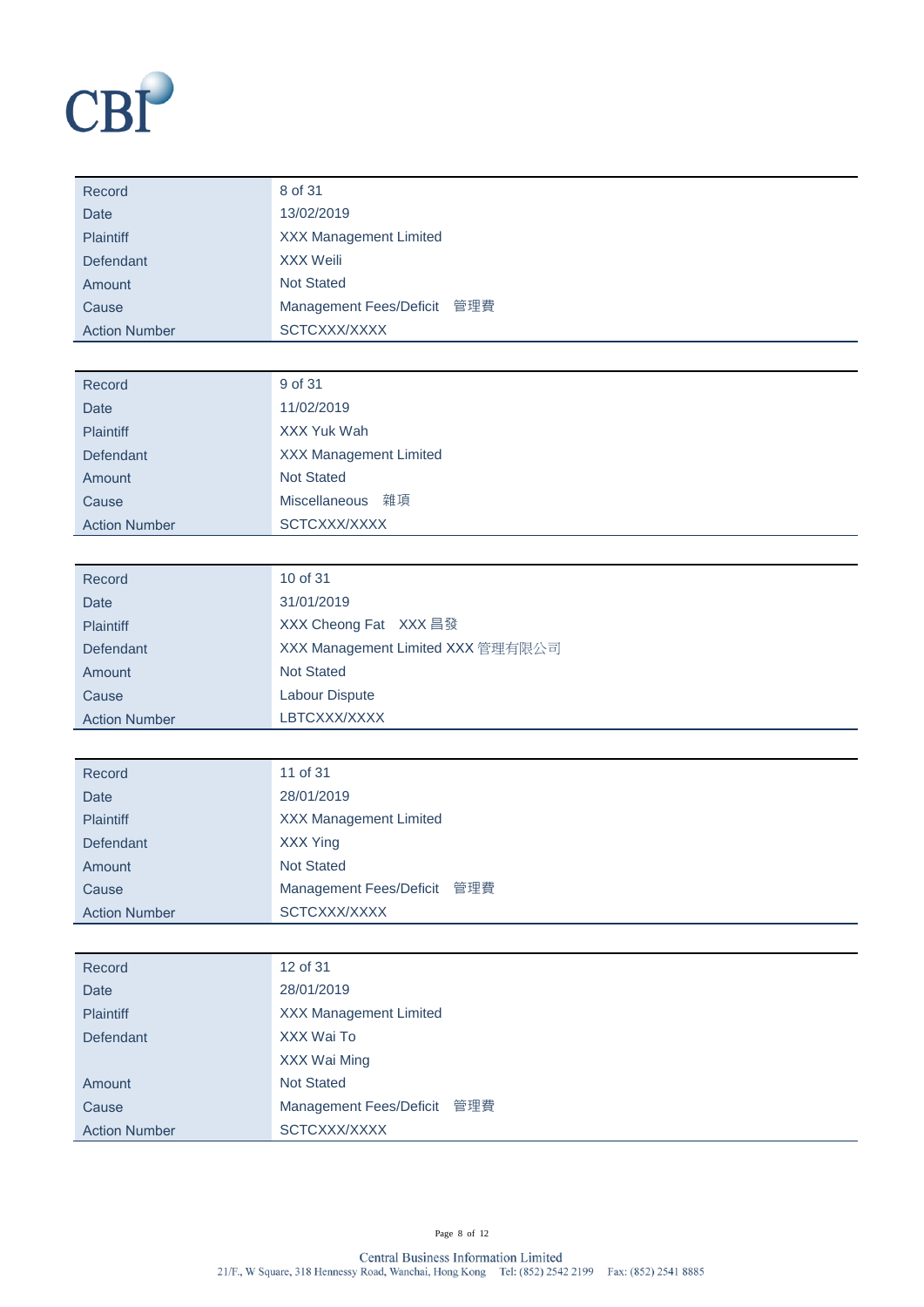| Record | 8 of 31 |
|---|---|
| Date | 13/02/2019 |
| Plaintiff | XXX Management Limited |
| Defendant | XXX Weili |
| Amount | Not Stated |
| Cause | Management Fees/Deficit 管理費 |
| Action Number | SCTCXXX/XXXX |

| Record | 9 of 31 |
|---|---|
| Date | 11/02/2019 |
| Plaintiff | XXX Yuk Wah |
| Defendant | XXX Management Limited |
| Amount | Not Stated |
| Cause | Miscellaneous 雜項 |
| Action Number | SCTCXXX/XXXX |

| Record | 10 of 31 |
|---|---|
| Date | 31/01/2019 |
| Plaintiff | XXX Cheong Fat XXX 昌發 |
| Defendant | XXX Management Limited XXX 管理有限公司 |
| Amount | Not Stated |
| Cause | Labour Dispute |
| Action Number | LBTCXXX/XXXX |

| Record | 11 of 31 |
|---|---|
| Date | 28/01/2019 |
| Plaintiff | XXX Management Limited |
| Defendant | XXX Ying |
| Amount | Not Stated |
| Cause | Management Fees/Deficit 管理費 |
| Action Number | SCTCXXX/XXXX |

| Record | 12 of 31 |
|---|---|
| Date | 28/01/2019 |
| Plaintiff | XXX Management Limited |
| Defendant | XXX Wai To |
| | XXX Wai Ming |
| Amount | Not Stated |
| Cause | Management Fees/Deficit 管理費 |
| Action Number | SCTCXXX/XXXX |

Central Business Information Limited
21/F., W Square, 318 Hennessy Road, Wanchai, Hong Kong Tel: (852) 2542 2199 Fax: (852) 2541 8885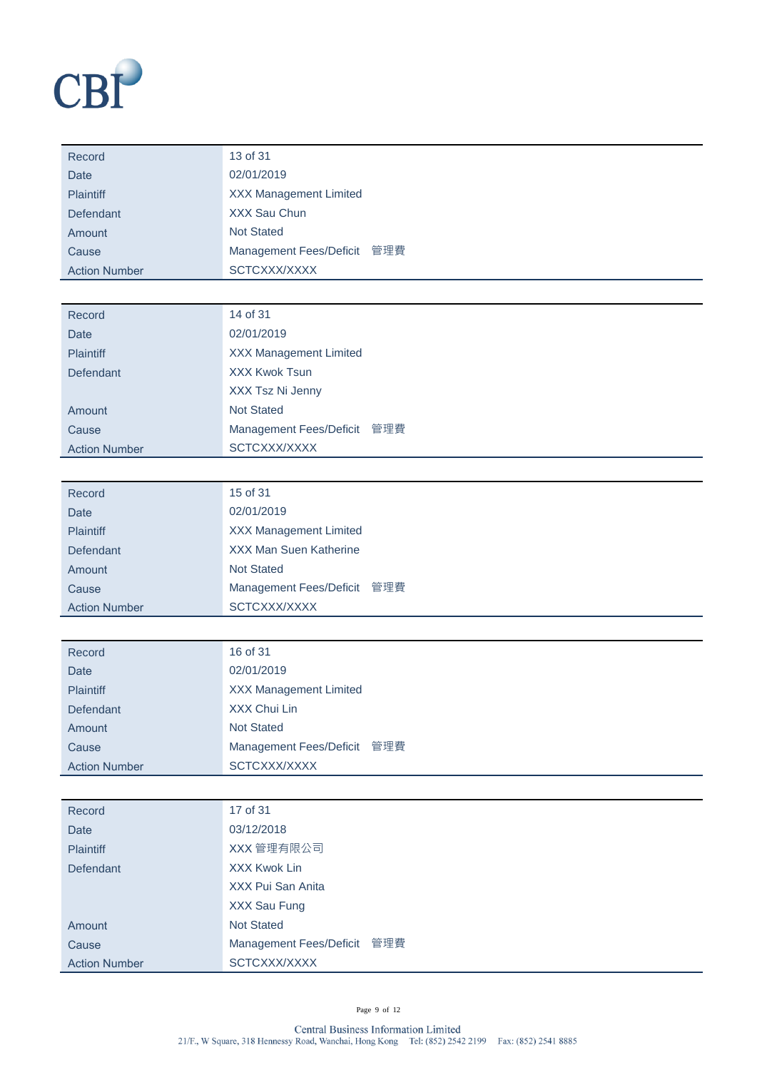| Record | 13 of 31 |
|---|---|
| Date | 02/01/2019 |
| Plaintiff | XXX Management Limited |
| Defendant | XXX Sau Chun |
| Amount | Not Stated |
| Cause | Management Fees/Deficit 管理費 |
| Action Number | SCTCXXX/XXXX |

| Record | 14 of 31 |
|---|---|
| Date | 02/01/2019 |
| Plaintiff | XXX Management Limited |
| Defendant | XXX Kwok Tsun |
| | XXX Tsz Ni Jenny |
| Amount | Not Stated |
| Cause | Management Fees/Deficit 管理費 |
| Action Number | SCTCXXX/XXXX |

| Record | 15 of 31 |
|---|---|
| Date | 02/01/2019 |
| Plaintiff | XXX Management Limited |
| Defendant | XXX Man Suen Katherine |
| Amount | Not Stated |
| Cause | Management Fees/Deficit 管理費 |
| Action Number | SCTCXXX/XXXX |

| Record | 16 of 31 |
|---|---|
| Date | 02/01/2019 |
| Plaintiff | XXX Management Limited |
| Defendant | XXX Chui Lin |
| Amount | Not Stated |
| Cause | Management Fees/Deficit 管理費 |
| Action Number | SCTCXXX/XXXX |

| Record | 17 of 31 |
|---|---|
| Date | 03/12/2018 |
| Plaintiff | XXX 管理有限公司 |
| Defendant | XXX Kwok Lin |
| | XXX Pui San Anita |
| | XXX Sau Fung |
| Amount | Not Stated |
| Cause | Management Fees/Deficit 管理費 |
| Action Number | SCTCXXX/XXXX |

Central Business Information Limited
21/F., W Square, 318 Hennessy Road, Wanchai, Hong Kong Tel: (852) 2542 2199 Fax: (852) 2541 8885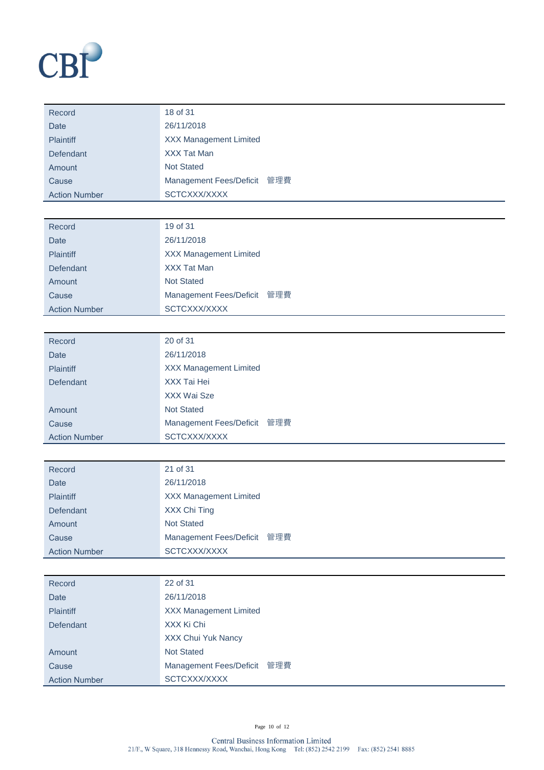CBI

| Record | 18 of 31 |
|---|---|
| Date | 26/11/2018 |
| Plaintiff | XXX Management Limited |
| Defendant | XXX Tat Man |
| Amount | Not Stated |
| Cause | Management Fees/Deficit 管理費 |
| Action Number | SCTCXXX/XXXX |

| Record | 19 of 31 |
|---|---|
| Date | 26/11/2018 |
| Plaintiff | XXX Management Limited |
| Defendant | XXX Tat Man |
| Amount | Not Stated |
| Cause | Management Fees/Deficit 管理費 |
| Action Number | SCTCXXX/XXXX |

| Record | 20 of 31 |
|---|---|
| Date | 26/11/2018 |
| Plaintiff | XXX Management Limited |
| Defendant | XXX Tai Hei<br>XXX Wai Sze |
| Amount | Not Stated |
| Cause | Management Fees/Deficit 管理費 |
| Action Number | SCTCXXX/XXXX |

| Record | 21 of 31 |
|---|---|
| Date | 26/11/2018 |
| Plaintiff | XXX Management Limited |
| Defendant | XXX Chi Ting |
| Amount | Not Stated |
| Cause | Management Fees/Deficit 管理費 |
| Action Number | SCTCXXX/XXXX |

| Record | 22 of 31 |
|---|---|
| Date | 26/11/2018 |
| Plaintiff | XXX Management Limited |
| Defendant | XXX Ki Chi<br>XXX Chui Yuk Nancy |
| Amount | Not Stated |
| Cause | Management Fees/Deficit 管理費 |
| Action Number | SCTCXXX/XXXX |

Central Business Information Limited
21/F., W Square, 318 Hennessy Road, Wanchai, Hong Kong Tel: (852) 2542 2199 Fax: (852) 2541 8885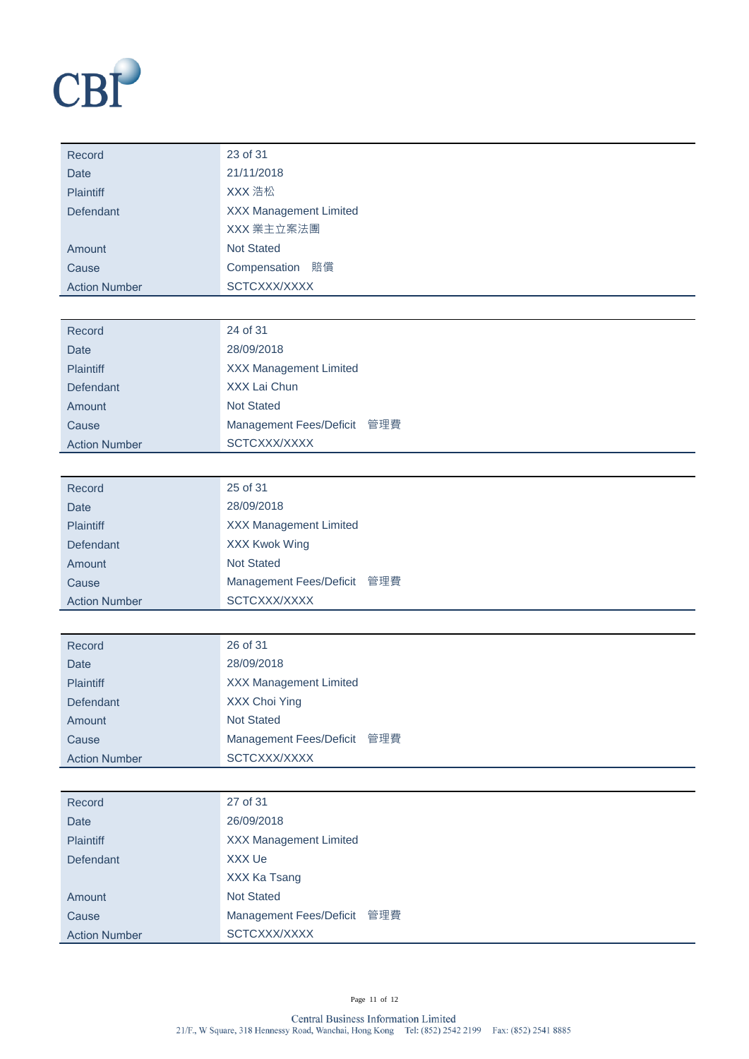| Record | 23 of 31 |
| --- | --- |
| Date | 21/11/2018 |
| Plaintiff | XXX 浩松 |
| Defendant | XXX Management Limited<br>XXX 業主立案法團 |
| Amount | Not Stated |
| Cause | Compensation 賠償 |
| Action Number | SCTCXXX/XXXX |

| Record | 24 of 31 |
| --- | --- |
| Date | 28/09/2018 |
| Plaintiff | XXX Management Limited |
| Defendant | XXX Lai Chun |
| Amount | Not Stated |
| Cause | Management Fees/Deficit 管理費 |
| Action Number | SCTCXXX/XXXX |

| Record | 25 of 31 |
| --- | --- |
| Date | 28/09/2018 |
| Plaintiff | XXX Management Limited |
| Defendant | XXX Kwok Wing |
| Amount | Not Stated |
| Cause | Management Fees/Deficit 管理費 |
| Action Number | SCTCXXX/XXXX |

| Record | 26 of 31 |
| --- | --- |
| Date | 28/09/2018 |
| Plaintiff | XXX Management Limited |
| Defendant | XXX Choi Ying |
| Amount | Not Stated |
| Cause | Management Fees/Deficit 管理費 |
| Action Number | SCTCXXX/XXXX |

| Record | 27 of 31 |
| --- | --- |
| Date | 26/09/2018 |
| Plaintiff | XXX Management Limited |
| Defendant | XXX Ue<br>XXX Ka Tsang |
| Amount | Not Stated |
| Cause | Management Fees/Deficit 管理費 |
| Action Number | SCTCXXX/XXXX |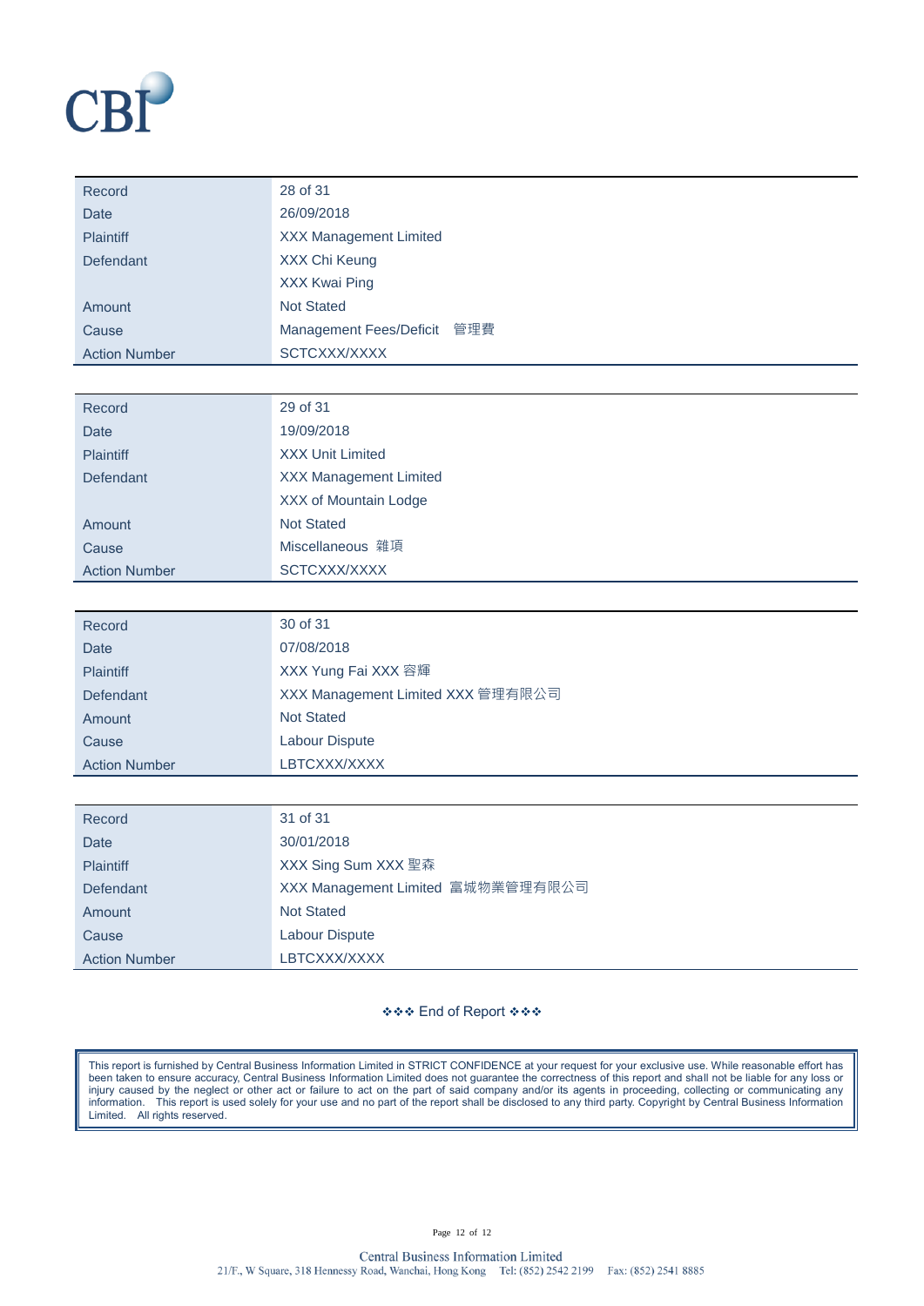CBI

| | |
|---|---|
| Record | 28 of 31 |
| Date | 26/09/2018 |
| Plaintiff | XXX Management Limited |
| Defendant | XXX Chi Keung<br>XXX Kwai Ping |
| Amount | Not Stated |
| Cause | Management Fees/Deficit 管理費 |
| Action Number | SCTCXXX/XXXX |

| | |
|---|---|
| Record | 29 of 31 |
| Date | 19/09/2018 |
| Plaintiff | XXX Unit Limited |
| Defendant | XXX Management Limited<br>XXX of Mountain Lodge |
| Amount | Not Stated |
| Cause | Miscellaneous 雜項 |
| Action Number | SCTCXXX/XXXX |

| | |
|---|---|
| Record | 30 of 31 |
| Date | 07/08/2018 |
| Plaintiff | XXX Yung Fai XXX 容輝 |
| Defendant | XXX Management Limited XXX 管理有限公司 |
| Amount | Not Stated |
| Cause | Labour Dispute |
| Action Number | LBTCXXX/XXXX |

| | |
|---|---|
| Record | 31 of 31 |
| Date | 30/01/2018 |
| Plaintiff | XXX Sing Sum XXX 聖森 |
| Defendant | XXX Management Limited 富城物業管理有限公司 |
| Amount | Not Stated |
| Cause | Labour Dispute |
| Action Number | LBTCXXX/XXXX |

❖❖❖ End of Report ❖❖❖

This report is furnished by Central Business Information Limited in STRICT CONFIDENCE at your request for your exclusive use. While reasonable effort has been taken to ensure accuracy, Central Business Information Limited does not guarantee the correctness of this report and shall not be liable for any loss or injury caused by the neglect or other act or failure to act on the part of said company and/or its agents in proceeding, collecting or communicating any information. This report is used solely for your use and no part of the report shall be disclosed to any third party. Copyright by Central Business Information Limited. All rights reserved.

Central Business Information Limited
21/F., W Square, 318 Hennessy Road, Wanchai, Hong Kong Tel: (852) 2542 2199 Fax: (852) 2541 8885